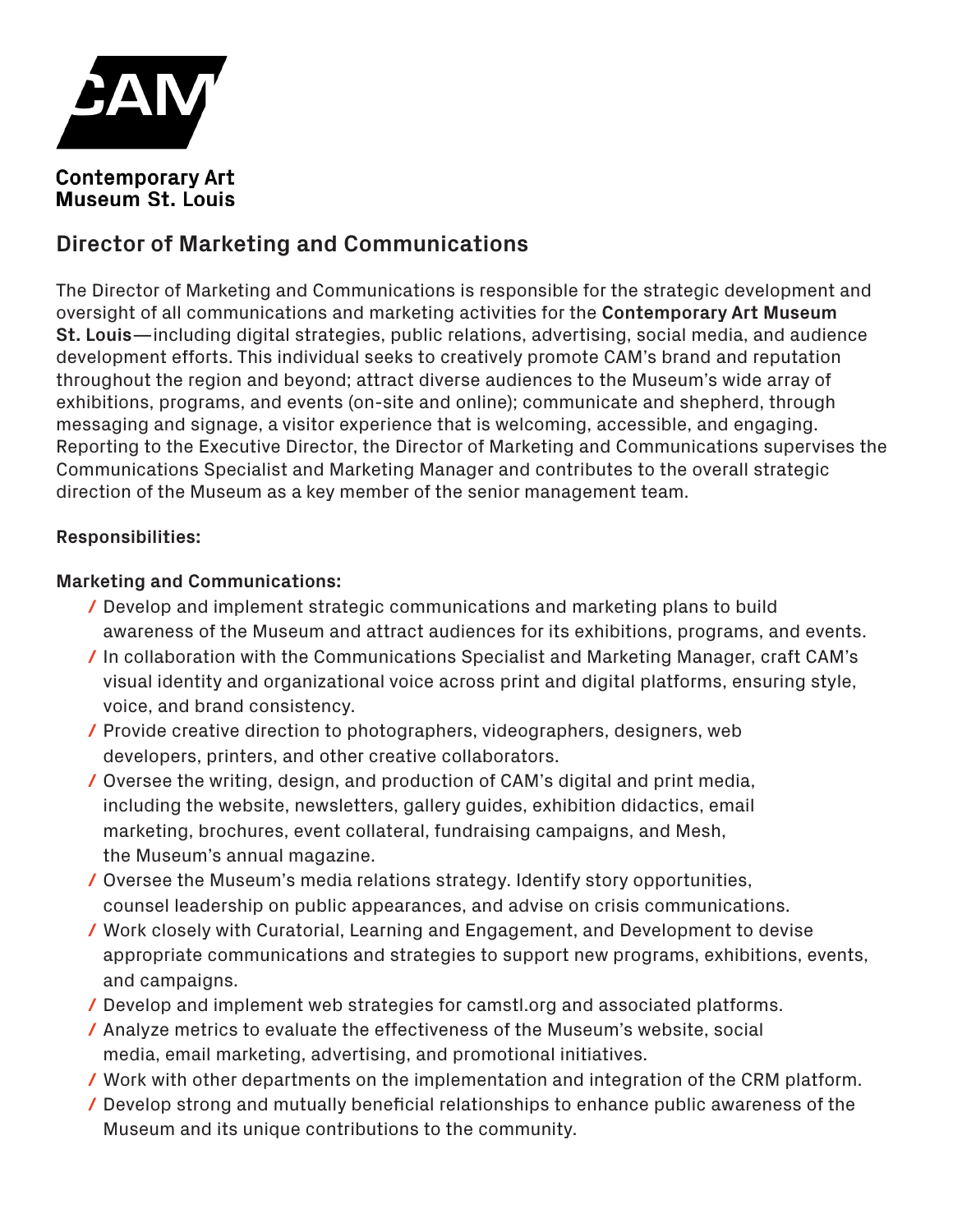Contemporary Art
Museum St. Louis

# Director of Marketing and Communications

The Director of Marketing and Communications is responsible for the strategic development and oversight of all communications and marketing activities for the **Contemporary Art Museum St. Louis**—including digital strategies, public relations, advertising, social media, and audience development efforts. This individual seeks to creatively promote CAM's brand and reputation throughout the region and beyond; attract diverse audiences to the Museum's wide array of exhibitions, programs, and events (on-site and online); communicate and shepherd, through messaging and signage, a visitor experience that is welcoming, accessible, and engaging. Reporting to the Executive Director, the Director of Marketing and Communications supervises the Communications Specialist and Marketing Manager and contributes to the overall strategic direction of the Museum as a key member of the senior management team.

**Responsibilities:**

**Marketing and Communications:**

- Develop and implement strategic communications and marketing plans to build awareness of the Museum and attract audiences for its exhibitions, programs, and events.
- In collaboration with the Communications Specialist and Marketing Manager, craft CAM's visual identity and organizational voice across print and digital platforms, ensuring style, voice, and brand consistency.
- Provide creative direction to photographers, videographers, designers, web developers, printers, and other creative collaborators.
- Oversee the writing, design, and production of CAM's digital and print media, including the website, newsletters, gallery guides, exhibition didactics, email marketing, brochures, event collateral, fundraising campaigns, and Mesh, the Museum's annual magazine.
- Oversee the Museum's media relations strategy. Identify story opportunities, counsel leadership on public appearances, and advise on crisis communications.
- Work closely with Curatorial, Learning and Engagement, and Development to devise appropriate communications and strategies to support new programs, exhibitions, events, and campaigns.
- Develop and implement web strategies for camstl.org and associated platforms.
- Analyze metrics to evaluate the effectiveness of the Museum's website, social media, email marketing, advertising, and promotional initiatives.
- Work with other departments on the implementation and integration of the CRM platform.
- Develop strong and mutually beneficial relationships to enhance public awareness of the Museum and its unique contributions to the community.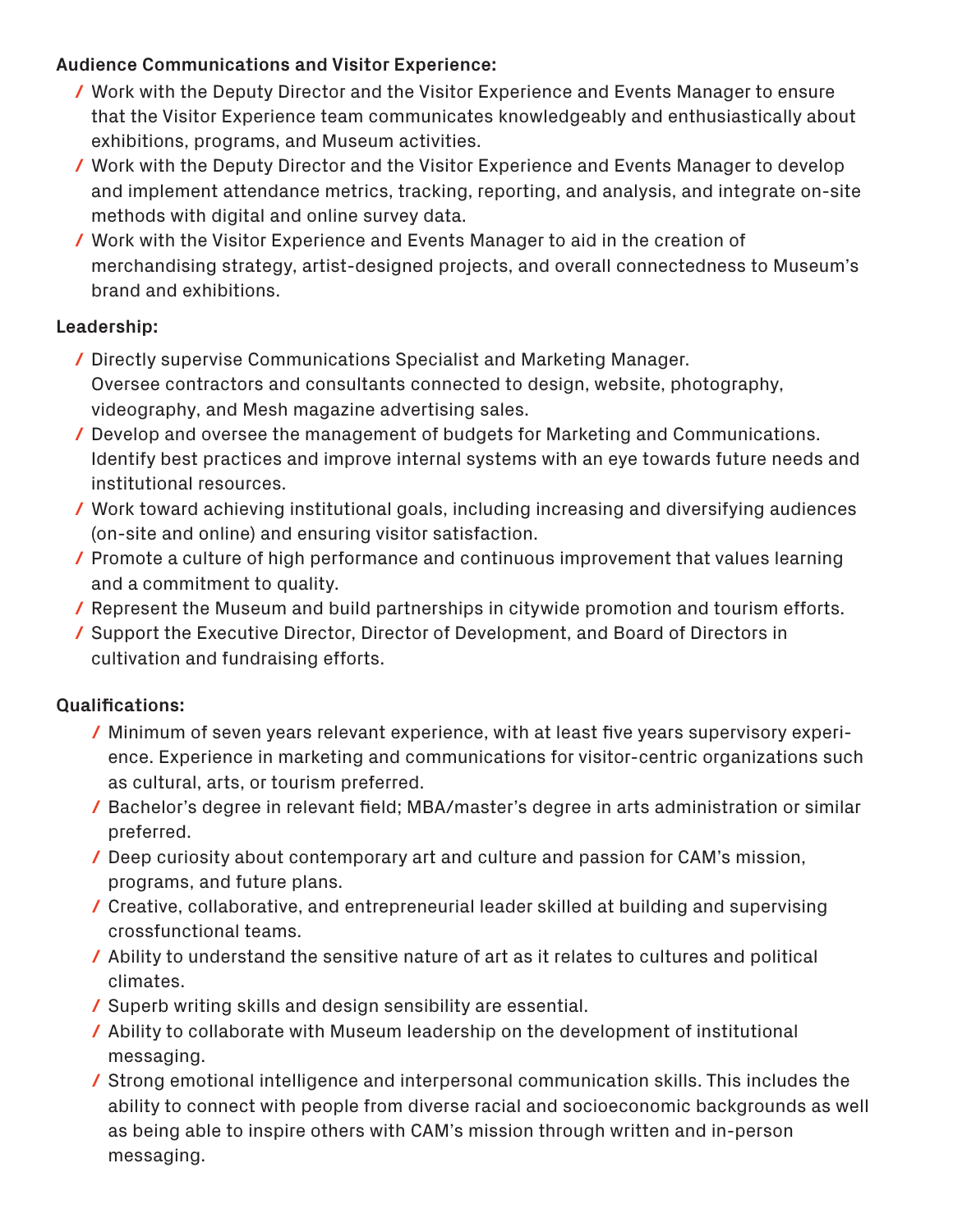**Audience Communications and Visitor Experience:**

- Work with the Deputy Director and the Visitor Experience and Events Manager to ensure that the Visitor Experience team communicates knowledgeably and enthusiastically about exhibitions, programs, and Museum activities.
- Work with the Deputy Director and the Visitor Experience and Events Manager to develop and implement attendance metrics, tracking, reporting, and analysis, and integrate on-site methods with digital and online survey data.
- Work with the Visitor Experience and Events Manager to aid in the creation of merchandising strategy, artist-designed projects, and overall connectedness to Museum's brand and exhibitions.

**Leadership:**

- Directly supervise Communications Specialist and Marketing Manager. Oversee contractors and consultants connected to design, website, photography, videography, and Mesh magazine advertising sales.
- Develop and oversee the management of budgets for Marketing and Communications. Identify best practices and improve internal systems with an eye towards future needs and institutional resources.
- Work toward achieving institutional goals, including increasing and diversifying audiences (on-site and online) and ensuring visitor satisfaction.
- Promote a culture of high performance and continuous improvement that values learning and a commitment to quality.
- Represent the Museum and build partnerships in citywide promotion and tourism efforts.
- Support the Executive Director, Director of Development, and Board of Directors in cultivation and fundraising efforts.

**Qualifications:**

- Minimum of seven years relevant experience, with at least five years supervisory experience. Experience in marketing and communications for visitor-centric organizations such as cultural, arts, or tourism preferred.
- Bachelor's degree in relevant field; MBA/master's degree in arts administration or similar preferred.
- Deep curiosity about contemporary art and culture and passion for CAM's mission, programs, and future plans.
- Creative, collaborative, and entrepreneurial leader skilled at building and supervising crossfunctional teams.
- Ability to understand the sensitive nature of art as it relates to cultures and political climates.
- Superb writing skills and design sensibility are essential.
- Ability to collaborate with Museum leadership on the development of institutional messaging.
- Strong emotional intelligence and interpersonal communication skills. This includes the ability to connect with people from diverse racial and socioeconomic backgrounds as well as being able to inspire others with CAM's mission through written and in-person messaging.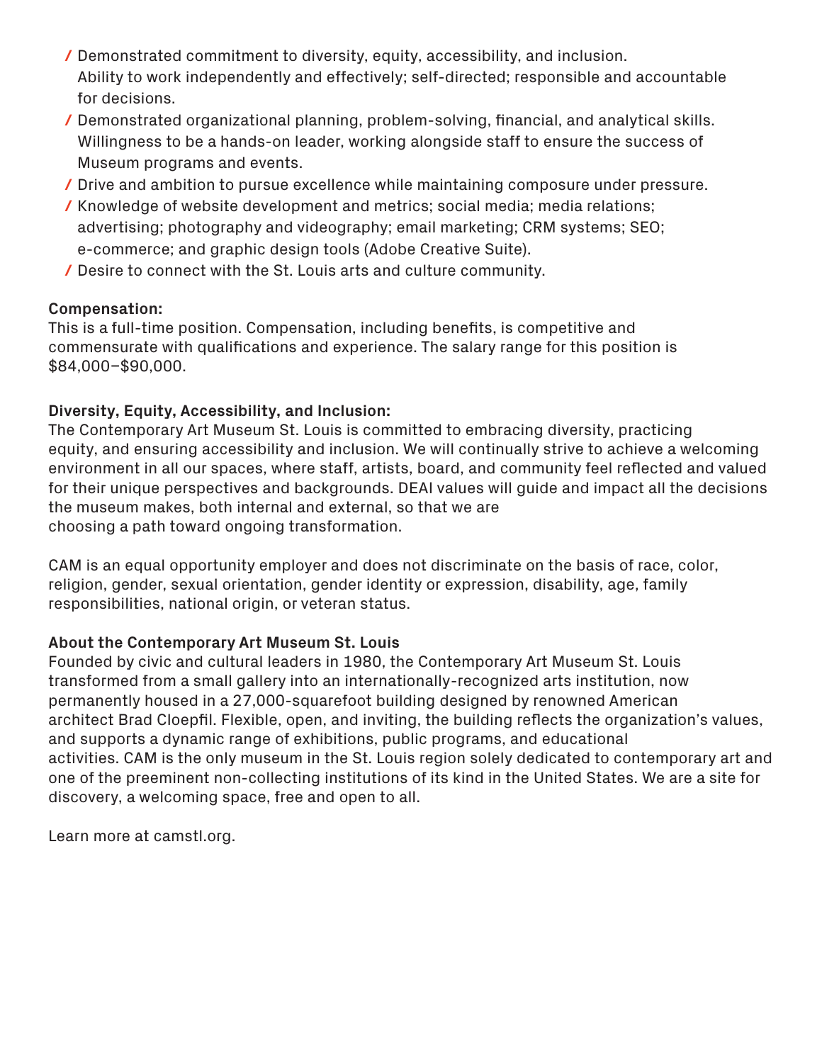- Demonstrated commitment to diversity, equity, accessibility, and inclusion. Ability to work independently and effectively; self-directed; responsible and accountable for decisions.
- Demonstrated organizational planning, problem-solving, financial, and analytical skills. Willingness to be a hands-on leader, working alongside staff to ensure the success of Museum programs and events.
- Drive and ambition to pursue excellence while maintaining composure under pressure.
- Knowledge of website development and metrics; social media; media relations; advertising; photography and videography; email marketing; CRM systems; SEO; e-commerce; and graphic design tools (Adobe Creative Suite).
- Desire to connect with the St. Louis arts and culture community.

**Compensation:**
This is a full-time position. Compensation, including benefits, is competitive and commensurate with qualifications and experience. The salary range for this position is $84,000–$90,000.

**Diversity, Equity, Accessibility, and Inclusion:**
The Contemporary Art Museum St. Louis is committed to embracing diversity, practicing equity, and ensuring accessibility and inclusion. We will continually strive to achieve a welcoming environment in all our spaces, where staff, artists, board, and community feel reflected and valued for their unique perspectives and backgrounds. DEAI values will guide and impact all the decisions the museum makes, both internal and external, so that we are choosing a path toward ongoing transformation.

CAM is an equal opportunity employer and does not discriminate on the basis of race, color, religion, gender, sexual orientation, gender identity or expression, disability, age, family responsibilities, national origin, or veteran status.

**About the Contemporary Art Museum St. Louis**
Founded by civic and cultural leaders in 1980, the Contemporary Art Museum St. Louis transformed from a small gallery into an internationally-recognized arts institution, now permanently housed in a 27,000-squarefoot building designed by renowned American architect Brad Cloepfil. Flexible, open, and inviting, the building reflects the organization's values, and supports a dynamic range of exhibitions, public programs, and educational activities. CAM is the only museum in the St. Louis region solely dedicated to contemporary art and one of the preeminent non-collecting institutions of its kind in the United States. We are a site for discovery, a welcoming space, free and open to all.

Learn more at camstl.org.